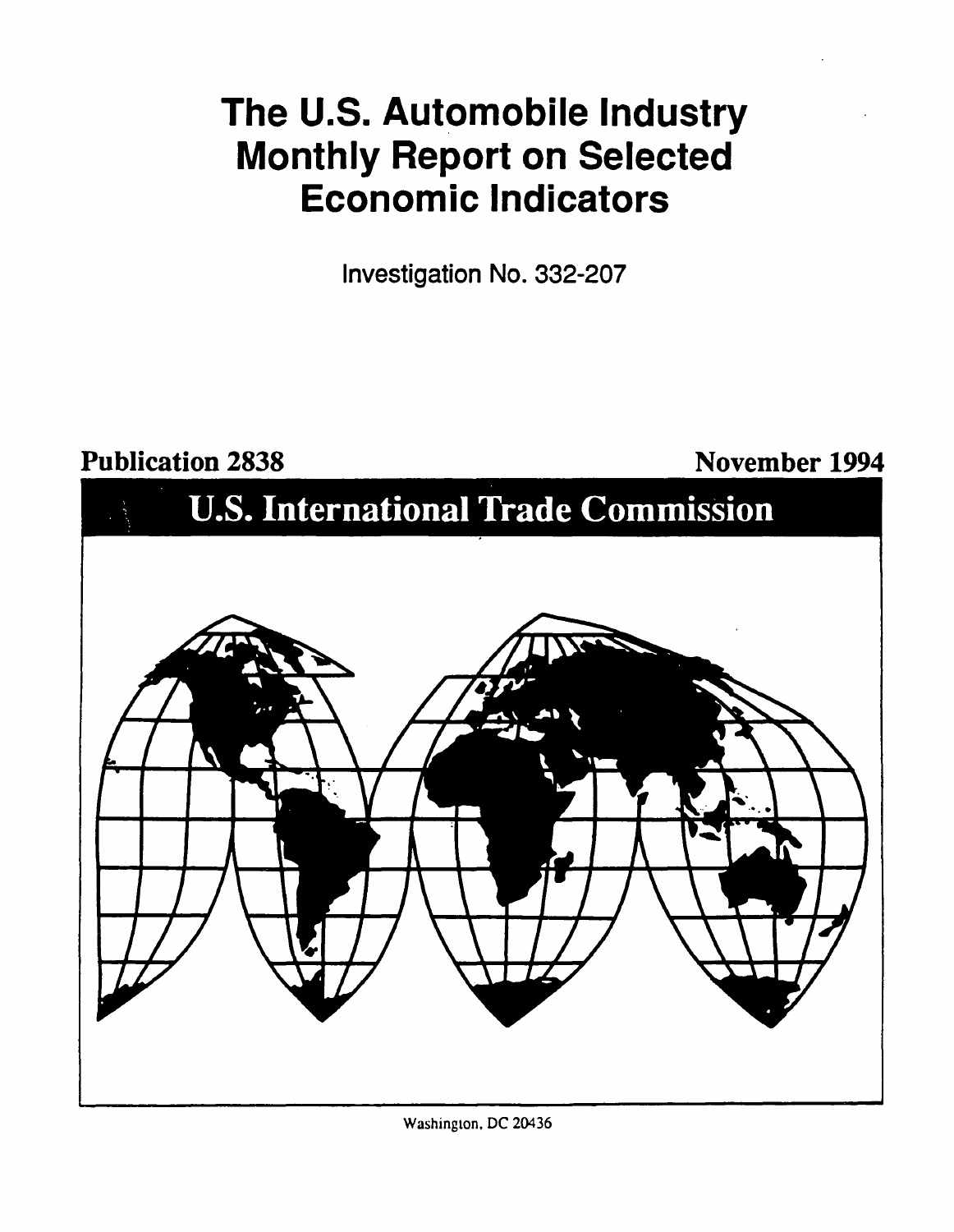# The U.S. Automobile Industry Monthly Report on Selected Economic Indicators

Investigation No. 332-207

**Publication 2838** **November 1994**

## U.S. International Trade Commission

Washington, DC 20436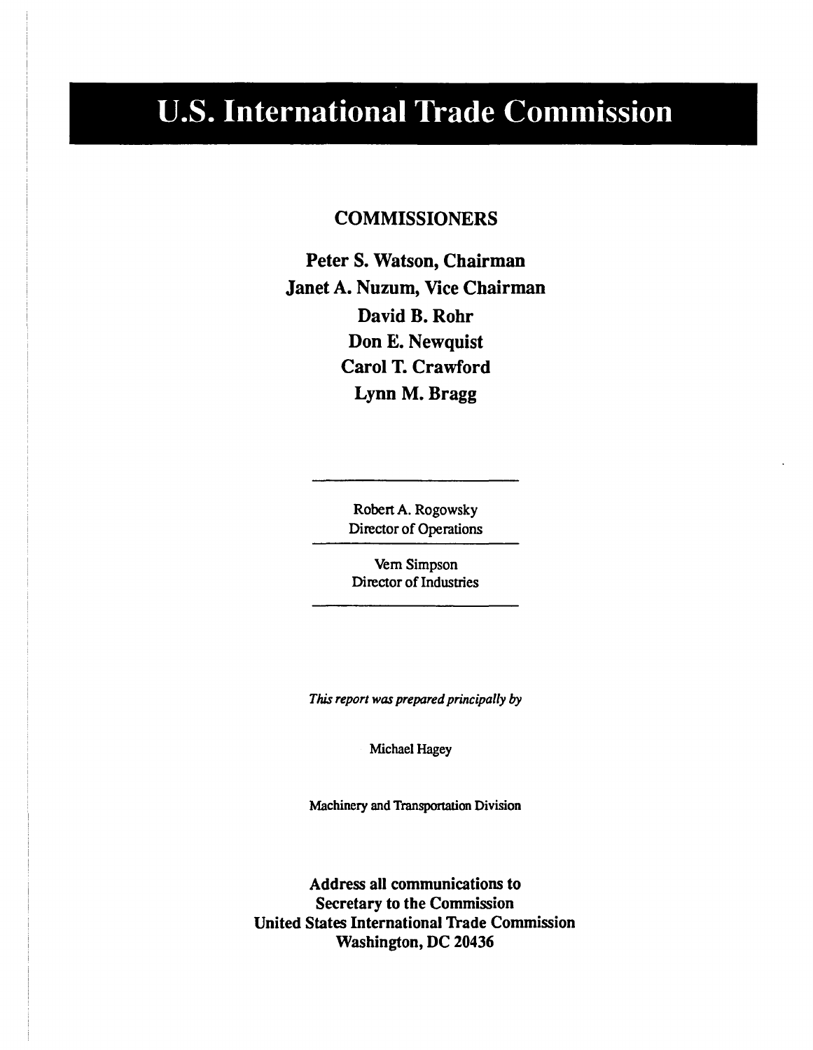# U.S. International Trade Commission

## COMMISSIONERS

**Peter S. Watson, Chairman**
**Janet A. Nuzum, Vice Chairman**
**David B. Rohr**
**Don E. Newquist**
**Carol T. Crawford**
**Lynn M. Bragg**

---

Robert A. Rogowsky
Director of Operations

---

Vern Simpson
Director of Industries

---

*This report was prepared principally by*

Michael Hagey

Machinery and Transportation Division

**Address all communications to**
**Secretary to the Commission**
**United States International Trade Commission**
**Washington, DC 20436**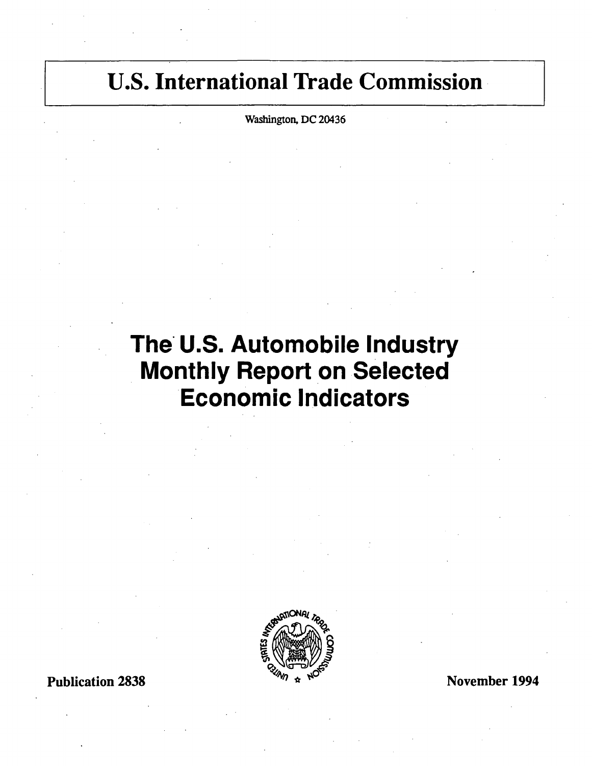# U.S. International Trade Commission

Washington, DC 20436

# The U.S. Automobile Industry Monthly Report on Selected Economic Indicators

Publication 2838

November 1994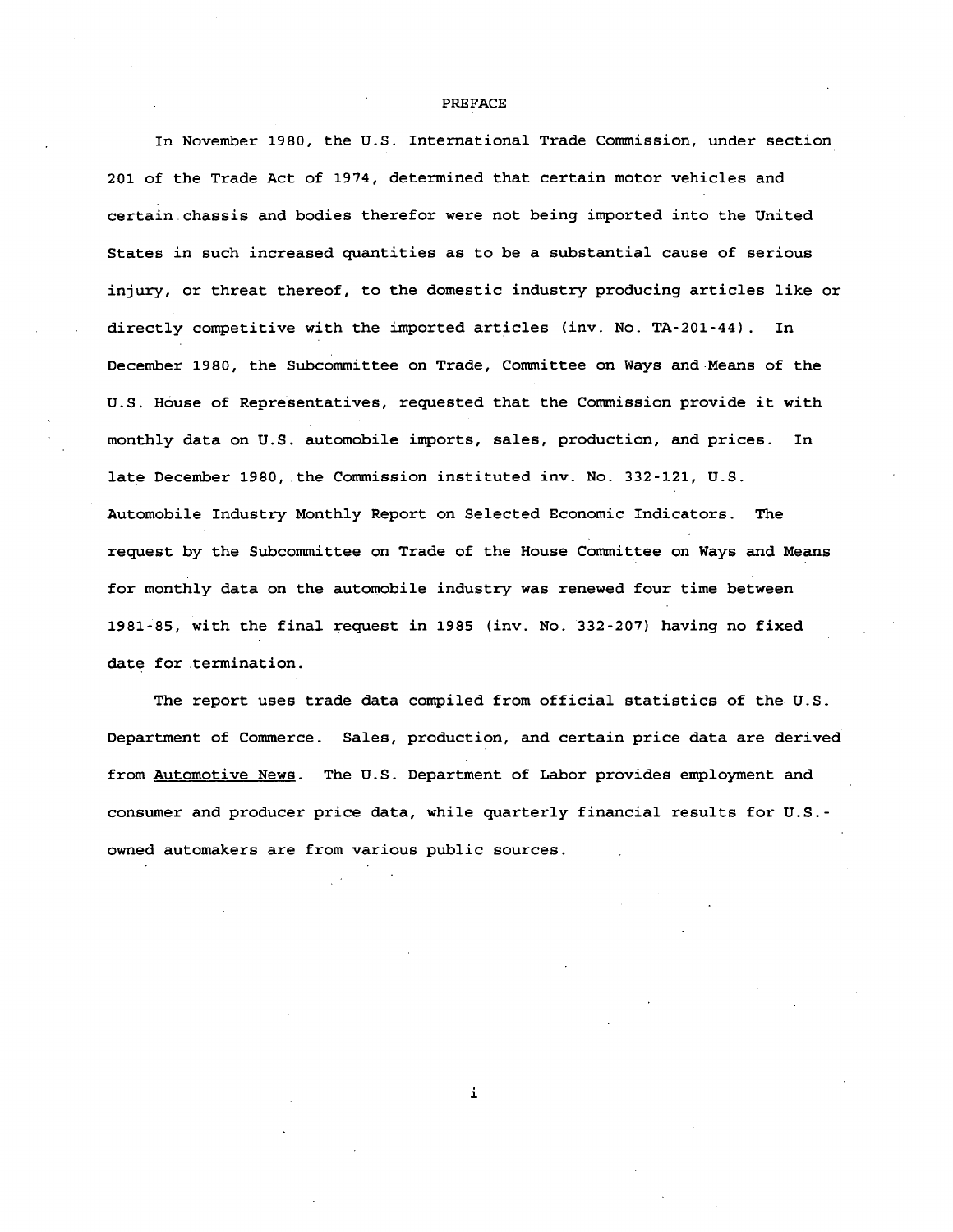# PREFACE

In November 1980, the U.S. International Trade Commission, under section 201 of the Trade Act of 1974, determined that certain motor vehicles and certain chassis and bodies therefor were not being imported into the United States in such increased quantities as to be a substantial cause of serious injury, or threat thereof, to the domestic industry producing articles like or directly competitive with the imported articles (inv. No. TA-201-44). In December 1980, the Subcommittee on Trade, Committee on Ways and Means of the U.S. House of Representatives, requested that the Commission provide it with monthly data on U.S. automobile imports, sales, production, and prices. In late December 1980, the Commission instituted inv. No. 332-121, U.S. Automobile Industry Monthly Report on Selected Economic Indicators. The request by the Subcommittee on Trade of the House Committee on Ways and Means for monthly data on the automobile industry was renewed four time between 1981-85, with the final request in 1985 (inv. No. 332-207) having no fixed date for termination.

The report uses trade data compiled from official statistics of the U.S. Department of Commerce. Sales, production, and certain price data are derived from Automotive News. The U.S. Department of Labor provides employment and consumer and producer price data, while quarterly financial results for U.S.-owned automakers are from various public sources.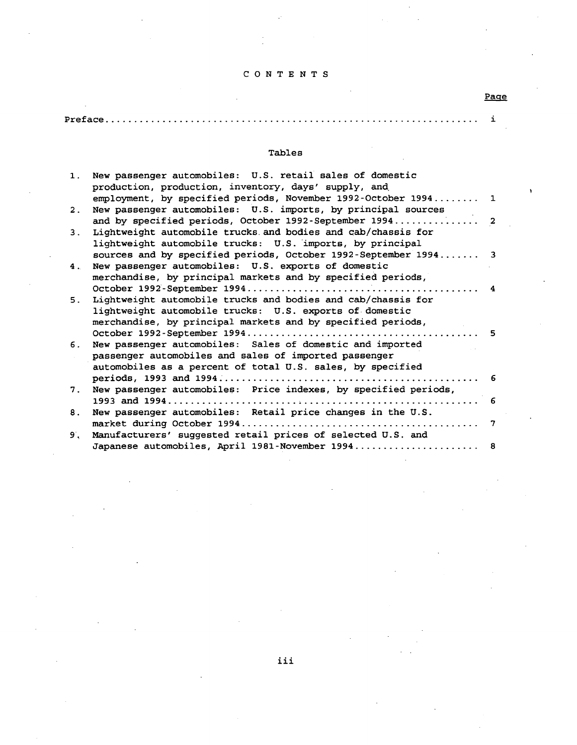# CONTENTS

| | Page |
|---|---|
| Preface | i |

## Tables

| | | |
|---|---|---|
| 1. | New passenger automobiles: U.S. retail sales of domestic production, production, inventory, days' supply, and employment, by specified periods, November 1992-October 1994 | 1 |
| 2. | New passenger automobiles: U.S. imports, by principal sources and by specified periods, October 1992-September 1994 | 2 |
| 3. | Lightweight automobile trucks and bodies and cab/chassis for lightweight automobile trucks: U.S. imports, by principal sources and by specified periods, October 1992-September 1994 | 3 |
| 4. | New passenger automobiles: U.S. exports of domestic merchandise, by principal markets and by specified periods, October 1992-September 1994 | 4 |
| 5. | Lightweight automobile trucks and bodies and cab/chassis for lightweight automobile trucks: U.S. exports of domestic merchandise, by principal markets and by specified periods, October 1992-September 1994 | 5 |
| 6. | New passenger automobiles: Sales of domestic and imported passenger automobiles and sales of imported passenger automobiles as a percent of total U.S. sales, by specified periods, 1993 and 1994 | 6 |
| 7. | New passenger automobiles: Price indexes, by specified periods, 1993 and 1994 | 6 |
| 8. | New passenger automobiles: Retail price changes in the U.S. market during October 1994 | 7 |
| 9. | Manufacturers' suggested retail prices of selected U.S. and Japanese automobiles, April 1981-November 1994 | 8 |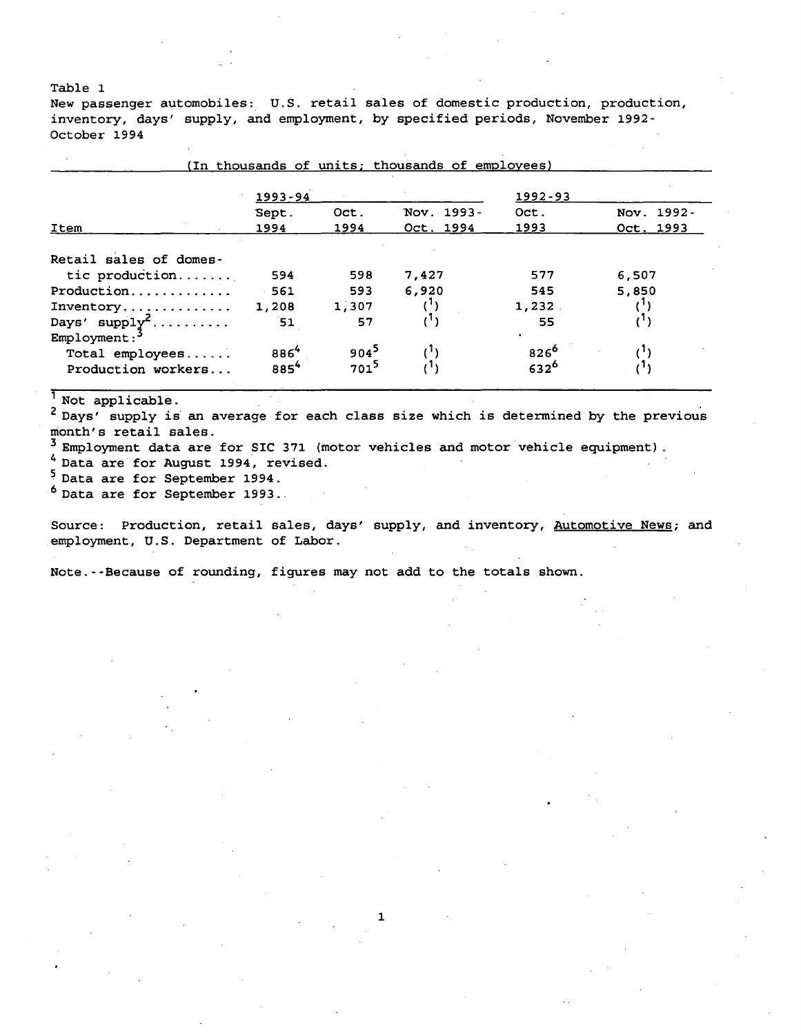Table 1

New passenger automobiles: U.S. retail sales of domestic production, production, inventory, days' supply, and employment, by specified periods, November 1992-October 1994

(In thousands of units; thousands of employees)

| Item | 1993-94 | | | 1992-93 | |
|---|---|---|---|---|---|
| | Sept. 1994 | Oct. 1994 | Nov. 1993-Oct. 1994 | Oct. 1993 | Nov. 1992-Oct. 1993 |
| Retail sales of domestic production....... | 594 | 598 | 7,427 | 577 | 6,507 |
| Production............. | 561 | 593 | 6,920 | 545 | 5,850 |
| Inventory.............. | 1,208 | 1,307 | ([1]) | 1,232 | ([1]) |
| Days' supply[2].......... | 51 | 57 | ([1]) | 55 | ([1]) |
| Employment:[3] | | | | | |
| Total employees...... | 886[4] | 904[5] | ([1]) | 826[6] | ([1]) |
| Production workers... | 885[4] | 701[5] | ([1]) | 632[6] | ([1]) |

[1] Not applicable.

[2] Days' supply is an average for each class size which is determined by the previous month's retail sales.

[3] Employment data are for SIC 371 (motor vehicles and motor vehicle equipment).

[4] Data are for August 1994, revised.

[5] Data are for September 1994.

[6] Data are for September 1993.

Source: Production, retail sales, days' supply, and inventory, Automotive News; and employment, U.S. Department of Labor.

Note.--Because of rounding, figures may not add to the totals shown.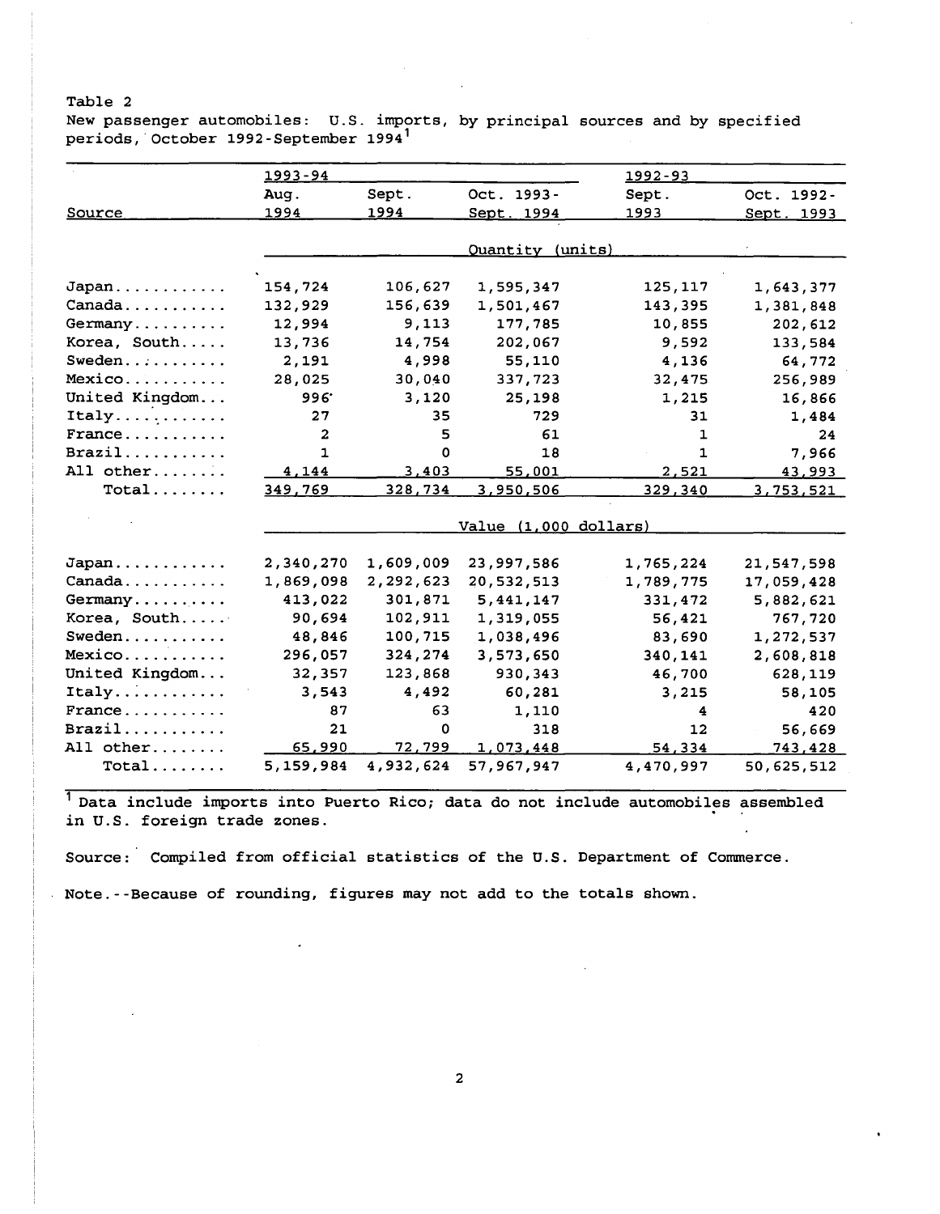Table 2

New passenger automobiles: U.S. imports, by principal sources and by specified periods, October 1992-September 1994[1]

| Source | 1993-94 | | | 1992-93 | |
|---|---|---|---|---|---|
| | Aug. 1994 | Sept. 1994 | Oct. 1993-Sept. 1994 | Sept. 1993 | Oct. 1992-Sept. 1993 |
| | Quantity (units) | | | | |
| Japan | 154,724 | 106,627 | 1,595,347 | 125,117 | 1,643,377 |
| Canada | 132,929 | 156,639 | 1,501,467 | 143,395 | 1,381,848 |
| Germany | 12,994 | 9,113 | 177,785 | 10,855 | 202,612 |
| Korea, South | 13,736 | 14,754 | 202,067 | 9,592 | 133,584 |
| Sweden | 2,191 | 4,998 | 55,110 | 4,136 | 64,772 |
| Mexico | 28,025 | 30,040 | 337,723 | 32,475 | 256,989 |
| United Kingdom | 996 | 3,120 | 25,198 | 1,215 | 16,866 |
| Italy | 27 | 35 | 729 | 31 | 1,484 |
| France | 2 | 5 | 61 | 1 | 24 |
| Brazil | 1 | 0 | 18 | 1 | 7,966 |
| All other | 4,144 | 3,403 | 55,001 | 2,521 | 43,993 |
| Total | 349,769 | 328,734 | 3,950,506 | 329,340 | 3,753,521 |
| | Value (1,000 dollars) | | | | |
| Japan | 2,340,270 | 1,609,009 | 23,997,586 | 1,765,224 | 21,547,598 |
| Canada | 1,869,098 | 2,292,623 | 20,532,513 | 1,789,775 | 17,059,428 |
| Germany | 413,022 | 301,871 | 5,441,147 | 331,472 | 5,882,621 |
| Korea, South | 90,694 | 102,911 | 1,319,055 | 56,421 | 767,720 |
| Sweden | 48,846 | 100,715 | 1,038,496 | 83,690 | 1,272,537 |
| Mexico | 296,057 | 324,274 | 3,573,650 | 340,141 | 2,608,818 |
| United Kingdom | 32,357 | 123,868 | 930,343 | 46,700 | 628,119 |
| Italy | 3,543 | 4,492 | 60,281 | 3,215 | 58,105 |
| France | 87 | 63 | 1,110 | 4 | 420 |
| Brazil | 21 | 0 | 318 | 12 | 56,669 |
| All other | 65,990 | 72,799 | 1,073,448 | 54,334 | 743,428 |
| Total | 5,159,984 | 4,932,624 | 57,967,947 | 4,470,997 | 50,625,512 |

[1] Data include imports into Puerto Rico; data do not include automobiles assembled in U.S. foreign trade zones.

Source: Compiled from official statistics of the U.S. Department of Commerce.

Note.--Because of rounding, figures may not add to the totals shown.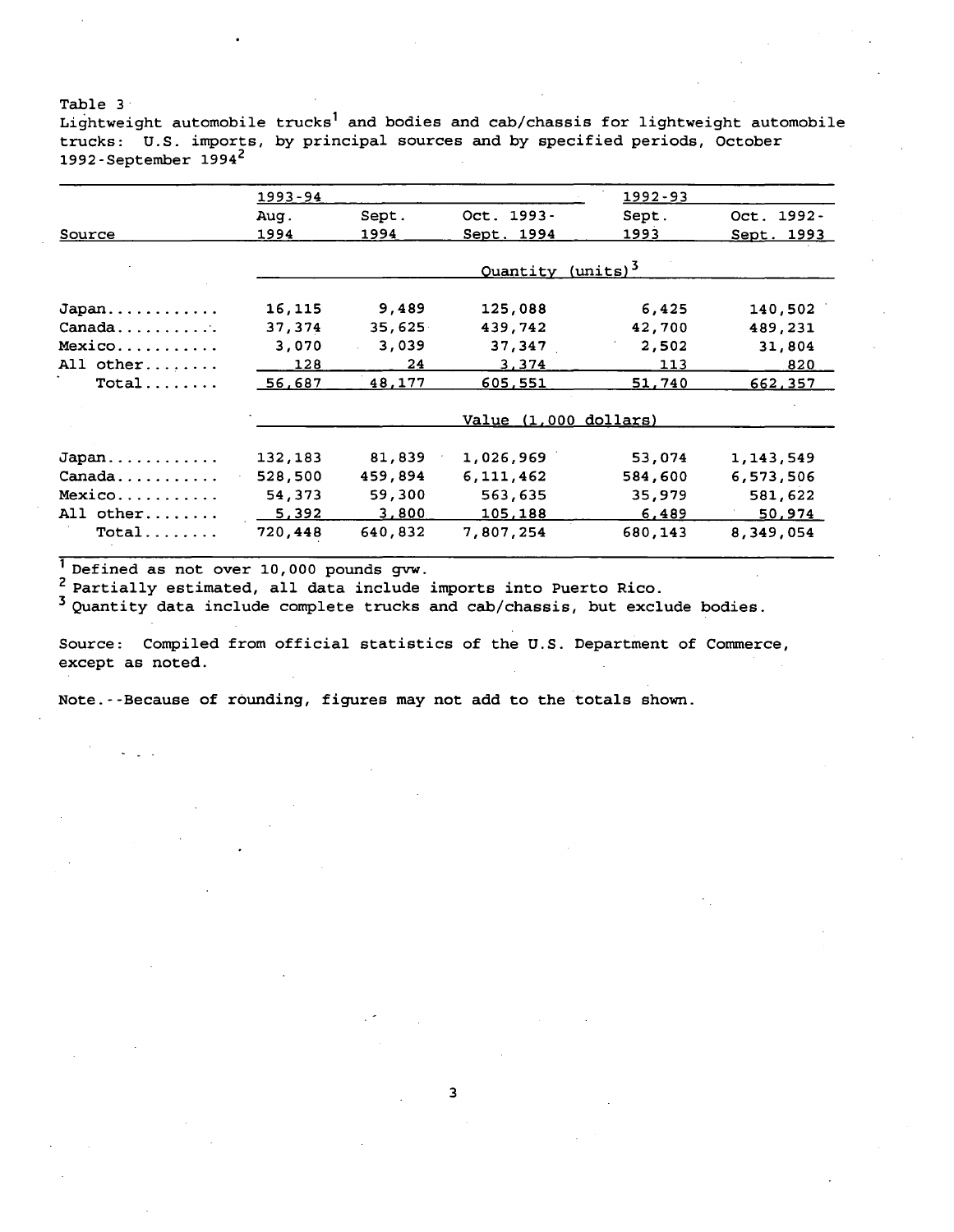Table 3
Lightweight automobile trucks[1] and bodies and cab/chassis for lightweight automobile trucks: U.S. imports, by principal sources and by specified periods, October 1992-September 1994[2]

| Source | 1993-94 | | | 1992-93 | |
|---|---|---|---|---|---|
| | Aug. 1994 | Sept. 1994 | Oct. 1993-Sept. 1994 | Sept. 1993 | Oct. 1992-Sept. 1993 |
| | Quantity (units)[3] | | | | |
| Japan | 16,115 | 9,489 | 125,088 | 6,425 | 140,502 |
| Canada | 37,374 | 35,625 | 439,742 | 42,700 | 489,231 |
| Mexico | 3,070 | 3,039 | 37,347 | 2,502 | 31,804 |
| All other | 128 | 24 | 3,374 | 113 | 820 |
| Total | 56,687 | 48,177 | 605,551 | 51,740 | 662,357 |
| | Value (1,000 dollars) | | | | |
| Japan | 132,183 | 81,839 | 1,026,969 | 53,074 | 1,143,549 |
| Canada | 528,500 | 459,894 | 6,111,462 | 584,600 | 6,573,506 |
| Mexico | 54,373 | 59,300 | 563,635 | 35,979 | 581,622 |
| All other | 5,392 | 3,800 | 105,188 | 6,489 | 50,974 |
| Total | 720,448 | 640,832 | 7,807,254 | 680,143 | 8,349,054 |

[1] Defined as not over 10,000 pounds gvw.
[2] Partially estimated, all data include imports into Puerto Rico.
[3] Quantity data include complete trucks and cab/chassis, but exclude bodies.

Source: Compiled from official statistics of the U.S. Department of Commerce, except as noted.

Note.--Because of rounding, figures may not add to the totals shown.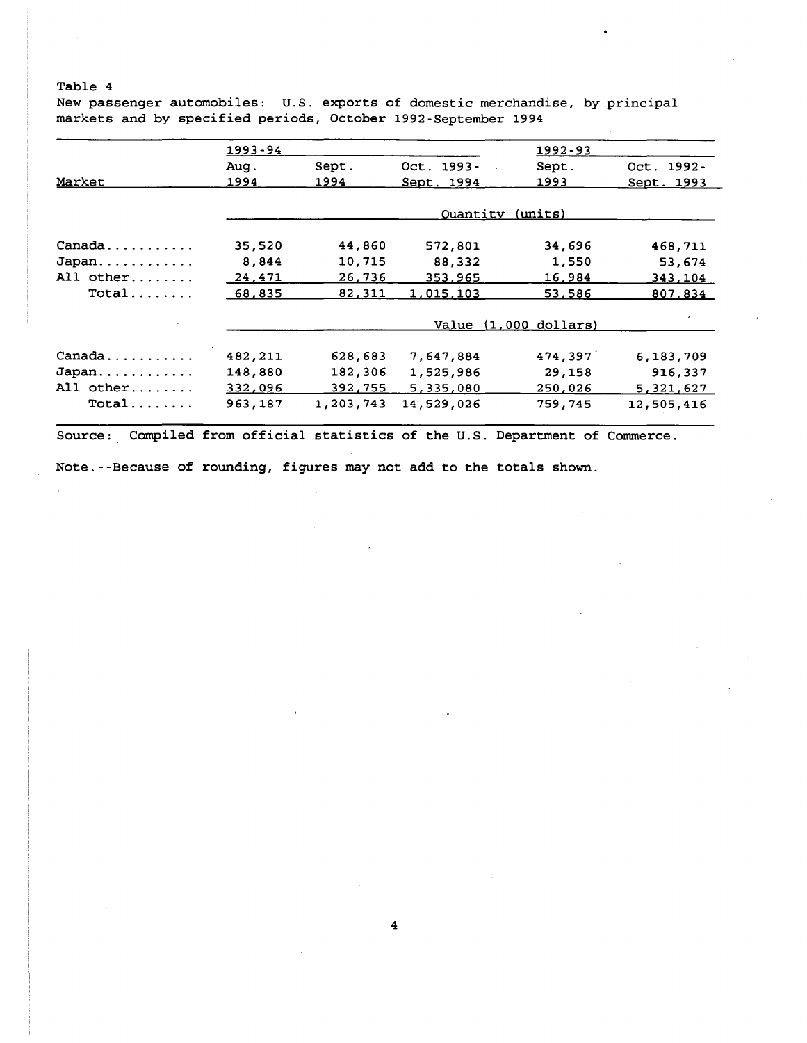Table 4

New passenger automobiles: U.S. exports of domestic merchandise, by principal markets and by specified periods, October 1992-September 1994

| Market | 1993-94 | | | 1992-93 | |
|---|---|---|---|---|---|
| | Aug. 1994 | Sept. 1994 | Oct. 1993-Sept. 1994 | Sept. 1993 | Oct. 1992-Sept. 1993 |
| | Quantity (units) | | | | |
| Canada | 35,520 | 44,860 | 572,801 | 34,696 | 468,711 |
| Japan | 8,844 | 10,715 | 88,332 | 1,550 | 53,674 |
| All other | 24,471 | 26,736 | 353,965 | 16,984 | 343,104 |
| Total | 68,835 | 82,311 | 1,015,103 | 53,586 | 807,834 |
| | Value (1,000 dollars) | | | | |
| Canada | 482,211 | 628,683 | 7,647,884 | 474,397 | 6,183,709 |
| Japan | 148,880 | 182,306 | 1,525,986 | 29,158 | 916,337 |
| All other | 332,096 | 392,755 | 5,335,080 | 250,026 | 5,321,627 |
| Total | 963,187 | 1,203,743 | 14,529,026 | 759,745 | 12,505,416 |

Source: Compiled from official statistics of the U.S. Department of Commerce.

Note.--Because of rounding, figures may not add to the totals shown.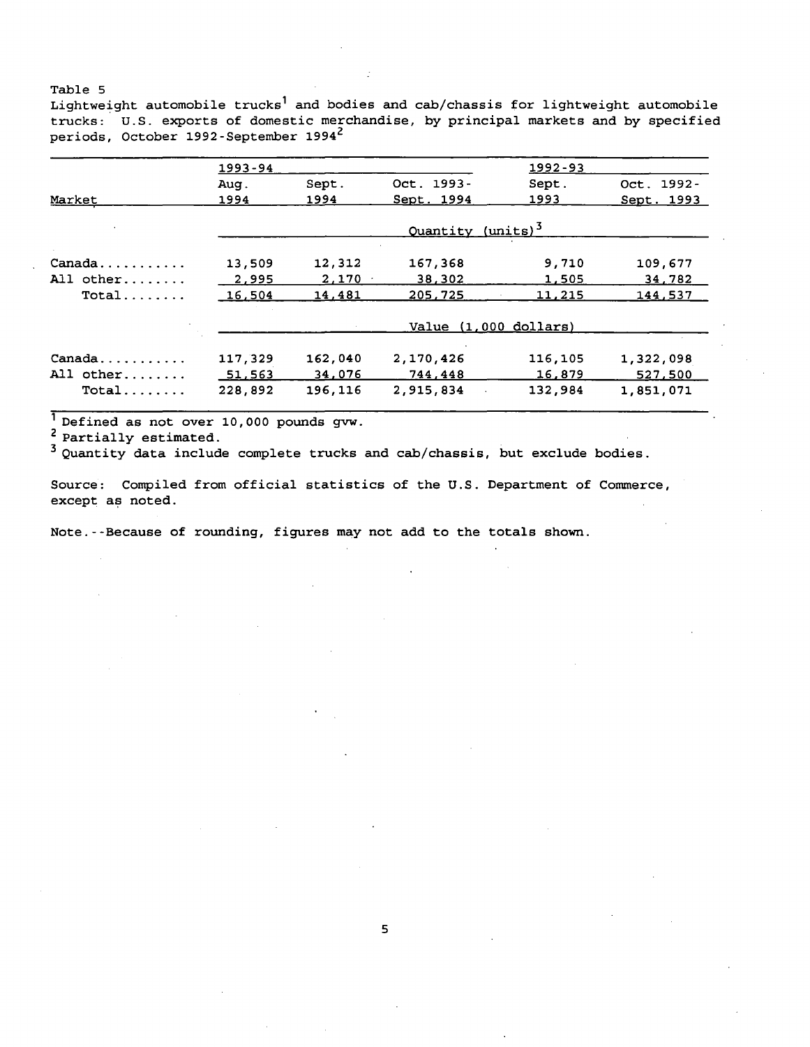Table 5

Lightweight automobile trucks[1] and bodies and cab/chassis for lightweight automobile trucks: U.S. exports of domestic merchandise, by principal markets and by specified periods, October 1992-September 1994[2]

| Market | 1993-94 Aug. 1994 | Sept. 1994 | Oct. 1993- Sept. 1994 | 1992-93 Sept. 1993 | Oct. 1992- Sept. 1993 |
|---|---|---|---|---|---|
| | Quantity (units)[3] | | | | |
| Canada | 13,509 | 12,312 | 167,368 | 9,710 | 109,677 |
| All other | 2,995 | 2,170 | 38,302 | 1,505 | 34,782 |
| Total | 16,504 | 14,481 | 205,725 | 11,215 | 144,537 |
| | Value (1,000 dollars) | | | | |
| Canada | 117,329 | 162,040 | 2,170,426 | 116,105 | 1,322,098 |
| All other | 51,563 | 34,076 | 744,448 | 16,879 | 527,500 |
| Total | 228,892 | 196,116 | 2,915,834 | 132,984 | 1,851,071 |

[1] Defined as not over 10,000 pounds gvw.

[2] Partially estimated.

[3] Quantity data include complete trucks and cab/chassis, but exclude bodies.

Source: Compiled from official statistics of the U.S. Department of Commerce, except as noted.

Note.--Because of rounding, figures may not add to the totals shown.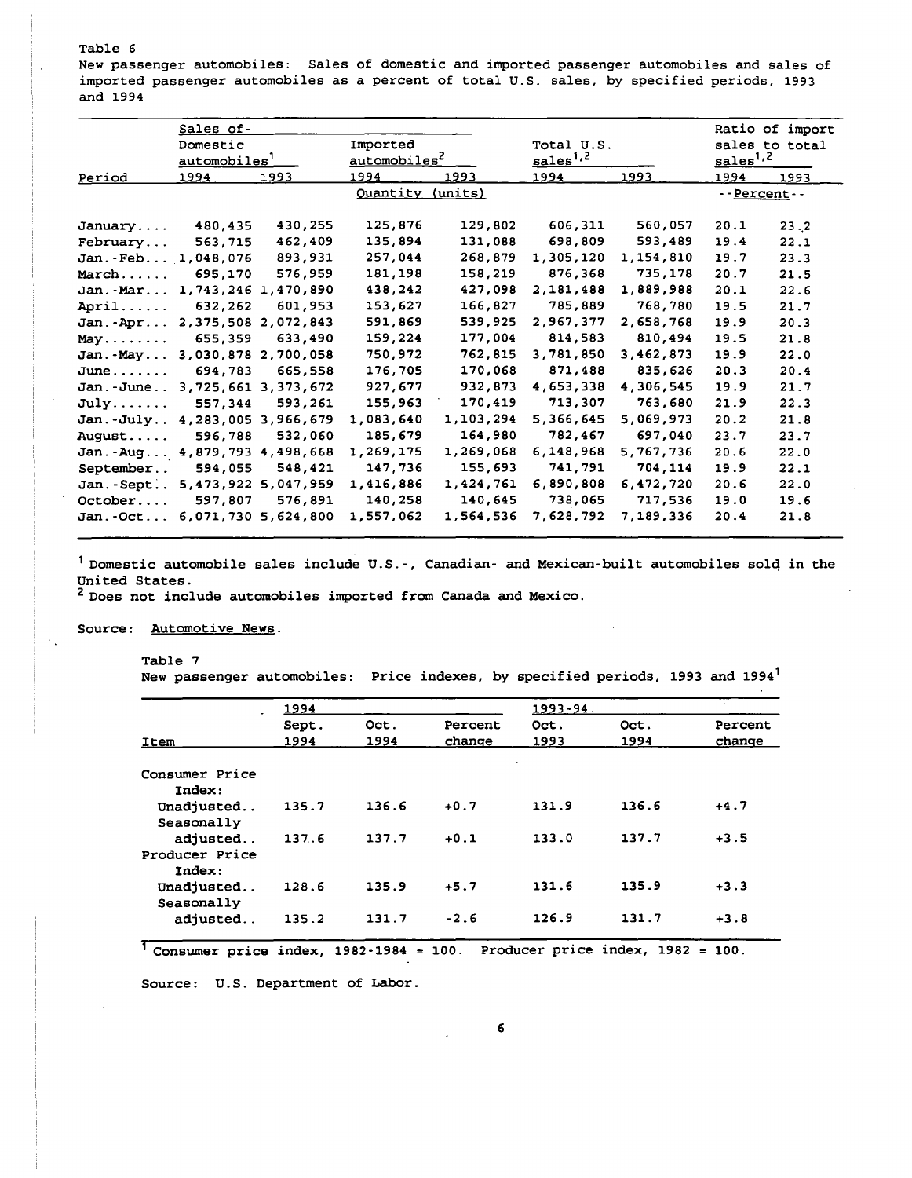Table 6

New passenger automobiles: Sales of domestic and imported passenger automobiles and sales of imported passenger automobiles as a percent of total U.S. sales, by specified periods, 1993 and 1994

| Period | Sales of- Domestic automobiles[1] | | Imported automobiles[2] | | Total U.S. sales[1,2] | | Ratio of import sales to total sales[1,2] | |
|---|---|---|---|---|---|---|---|---|
| | 1994 | 1993 | 1994 | 1993 | 1994 | 1993 | 1994 | 1993 |
| | Quantity (units) | | | | | | --Percent-- | |
| January.... | 480,435 | 430,255 | 125,876 | 129,802 | 606,311 | 560,057 | 20.1 | 23.2 |
| February... | 563,715 | 462,409 | 135,894 | 131,088 | 698,809 | 593,489 | 19.4 | 22.1 |
| Jan.-Feb... | 1,048,076 | 893,931 | 257,044 | 268,879 | 1,305,120 | 1,154,810 | 19.7 | 23.3 |
| March...... | 695,170 | 576,959 | 181,198 | 158,219 | 876,368 | 735,178 | 20.7 | 21.5 |
| Jan.-Mar... | 1,743,246 | 1,470,890 | 438,242 | 427,098 | 2,181,488 | 1,889,988 | 20.1 | 22.6 |
| April...... | 632,262 | 601,953 | 153,627 | 166,827 | 785,889 | 768,780 | 19.5 | 21.7 |
| Jan.-Apr... | 2,375,508 | 2,072,843 | 591,869 | 539,925 | 2,967,377 | 2,658,768 | 19.9 | 20.3 |
| May........ | 655,359 | 633,490 | 159,224 | 177,004 | 814,583 | 810,494 | 19.5 | 21.8 |
| Jan.-May... | 3,030,878 | 2,700,058 | 750,972 | 762,815 | 3,781,850 | 3,462,873 | 19.9 | 22.0 |
| June....... | 694,783 | 665,558 | 176,705 | 170,068 | 871,488 | 835,626 | 20.3 | 20.4 |
| Jan.-June.. | 3,725,661 | 3,373,672 | 927,677 | 932,873 | 4,653,338 | 4,306,545 | 19.9 | 21.7 |
| July....... | 557,344 | 593,261 | 155,963 | 170,419 | 713,307 | 763,680 | 21.9 | 22.3 |
| Jan.-July.. | 4,283,005 | 3,966,679 | 1,083,640 | 1,103,294 | 5,366,645 | 5,069,973 | 20.2 | 21.8 |
| August..... | 596,788 | 532,060 | 185,679 | 164,980 | 782,467 | 697,040 | 23.7 | 23.7 |
| Jan.-Aug... | 4,879,793 | 4,498,668 | 1,269,175 | 1,269,068 | 6,148,968 | 5,767,736 | 20.6 | 22.0 |
| September.. | 594,055 | 548,421 | 147,736 | 155,693 | 741,791 | 704,114 | 19.9 | 22.1 |
| Jan.-Sept.. | 5,473,922 | 5,047,959 | 1,416,886 | 1,424,761 | 6,890,808 | 6,472,720 | 20.6 | 22.0 |
| October.... | 597,807 | 576,891 | 140,258 | 140,645 | 738,065 | 717,536 | 19.0 | 19.6 |
| Jan.-Oct... | 6,071,730 | 5,624,800 | 1,557,062 | 1,564,536 | 7,628,792 | 7,189,336 | 20.4 | 21.8 |

[1] Domestic automobile sales include U.S.-, Canadian- and Mexican-built automobiles sold in the United States.

[2] Does not include automobiles imported from Canada and Mexico.

Source: Automotive News.

Table 7

New passenger automobiles: Price indexes, by specified periods, 1993 and 1994[1]

| Item | 1994 | | | 1993-94 | | |
|---|---|---|---|---|---|---|
| | Sept. 1994 | Oct. 1994 | Percent change | Oct. 1993 | Oct. 1994 | Percent change |
| Consumer Price Index: | | | | | | |
| Unadjusted.. | 135.7 | 136.6 | +0.7 | 131.9 | 136.6 | +4.7 |
| Seasonally adjusted.. | 137.6 | 137.7 | +0.1 | 133.0 | 137.7 | +3.5 |
| Producer Price Index: | | | | | | |
| Unadjusted.. | 128.6 | 135.9 | +5.7 | 131.6 | 135.9 | +3.3 |
| Seasonally adjusted.. | 135.2 | 131.7 | -2.6 | 126.9 | 131.7 | +3.8 |

[1] Consumer price index, 1982-1984 = 100. Producer price index, 1982 = 100.

Source: U.S. Department of Labor.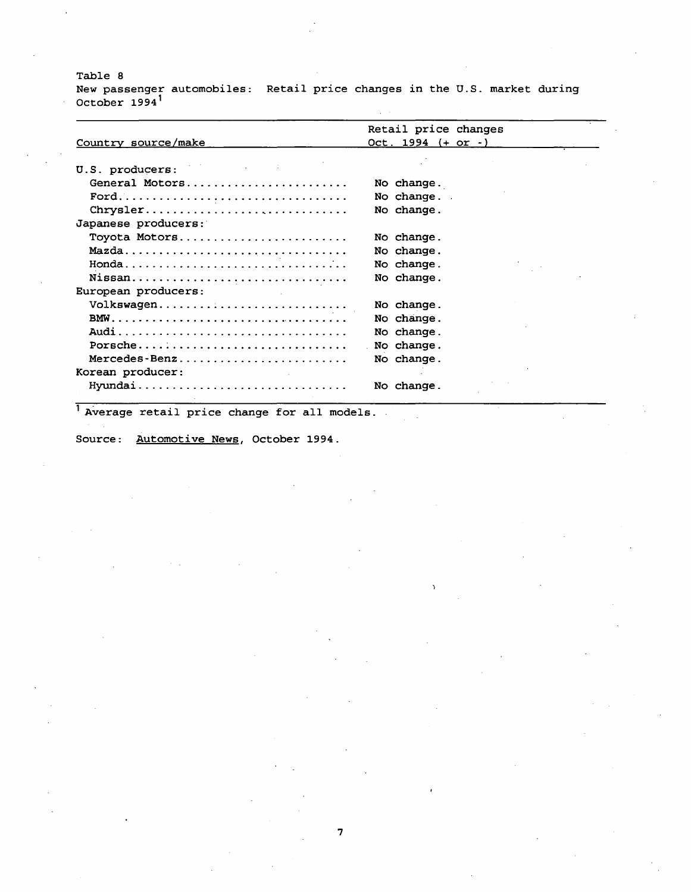Table 8

New passenger automobiles: Retail price changes in the U.S. market during October 1994[1]

| Country source/make | Retail price changes Oct. 1994 (+ or -) |
|---|---|
| U.S. producers: | |
| General Motors | No change. |
| Ford | No change. |
| Chrysler | No change. |
| Japanese producers: | |
| Toyota Motors | No change. |
| Mazda | No change. |
| Honda | No change. |
| Nissan | No change. |
| European producers: | |
| Volkswagen | No change. |
| BMW | No change. |
| Audi | No change. |
| Porsche | No change. |
| Mercedes-Benz | No change. |
| Korean producer: | |
| Hyundai | No change. |

[1] Average retail price change for all models.

Source: Automotive News, October 1994.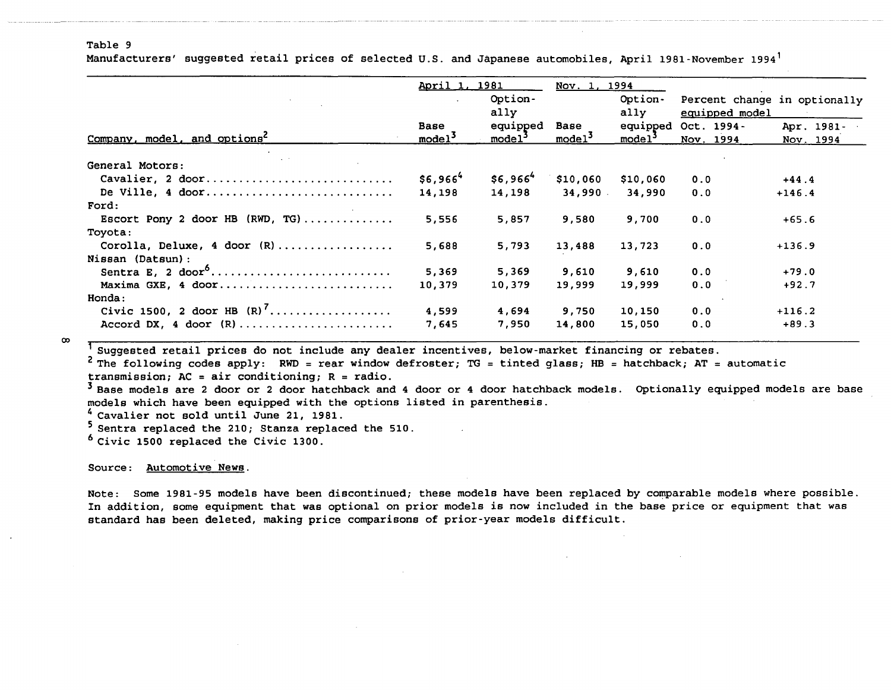Table 9

Manufacturers' suggested retail prices of selected U.S. and Japanese automobiles, April 1981-November 1994[1]

| Company, model, and options[2] | April 1, 1981 | | Nov. 1, 1994 | | Percent change in optionally equipped model | |
|---|---|---|---|---|---|---|
| | Base model[3] | Optionally equipped model[3] | Base model[3] | Optionally equipped model[3] | Oct. 1994-Nov. 1994 | Apr. 1981-Nov. 1994 |
| General Motors: | | | | | | |
| Cavalier, 2 door............................ | $6,966[4] | $6,966[4] | $10,060 | $10,060 | 0.0 | +44.4 |
| De Ville, 4 door............................ | 14,198 | 14,198 | 34,990 | 34,990 | 0.0 | +146.4 |
| Ford: | | | | | | |
| Escort Pony 2 door HB (RWD, TG)............. | 5,556 | 5,857 | 9,580 | 9,700 | 0.0 | +65.6 |
| Toyota: | | | | | | |
| Corolla, Deluxe, 4 door (R)................. | 5,688 | 5,793 | 13,488 | 13,723 | 0.0 | +136.9 |
| Nissan (Datsun): | | | | | | |
| Sentra E, 2 door[6]........................... | 5,369 | 5,369 | 9,610 | 9,610 | 0.0 | +79.0 |
| Maxima GXE, 4 door.......................... | 10,379 | 10,379 | 19,999 | 19,999 | 0.0 | +92.7 |
| Honda: | | | | | | |
| Civic 1500, 2 door HB (R)[7].................. | 4,599 | 4,694 | 9,750 | 10,150 | 0.0 | +116.2 |
| Accord DX, 4 door (R)....................... | 7,645 | 7,950 | 14,800 | 15,050 | 0.0 | +89.3 |

[1] Suggested retail prices do not include any dealer incentives, below-market financing or rebates.

[2] The following codes apply: RWD = rear window defroster; TG = tinted glass; HB = hatchback; AT = automatic transmission; AC = air conditioning; R = radio.

[3] Base models are 2 door or 2 door hatchback and 4 door or 4 door hatchback models. Optionally equipped models are base models which have been equipped with the options listed in parenthesis.

[4] Cavalier not sold until June 21, 1981.

[5] Sentra replaced the 210; Stanza replaced the 510.

[6] Civic 1500 replaced the Civic 1300.

Source: Automotive News.

Note: Some 1981-95 models have been discontinued; these models have been replaced by comparable models where possible. In addition, some equipment that was optional on prior models is now included in the base price or equipment that was standard has been deleted, making price comparisons of prior-year models difficult.